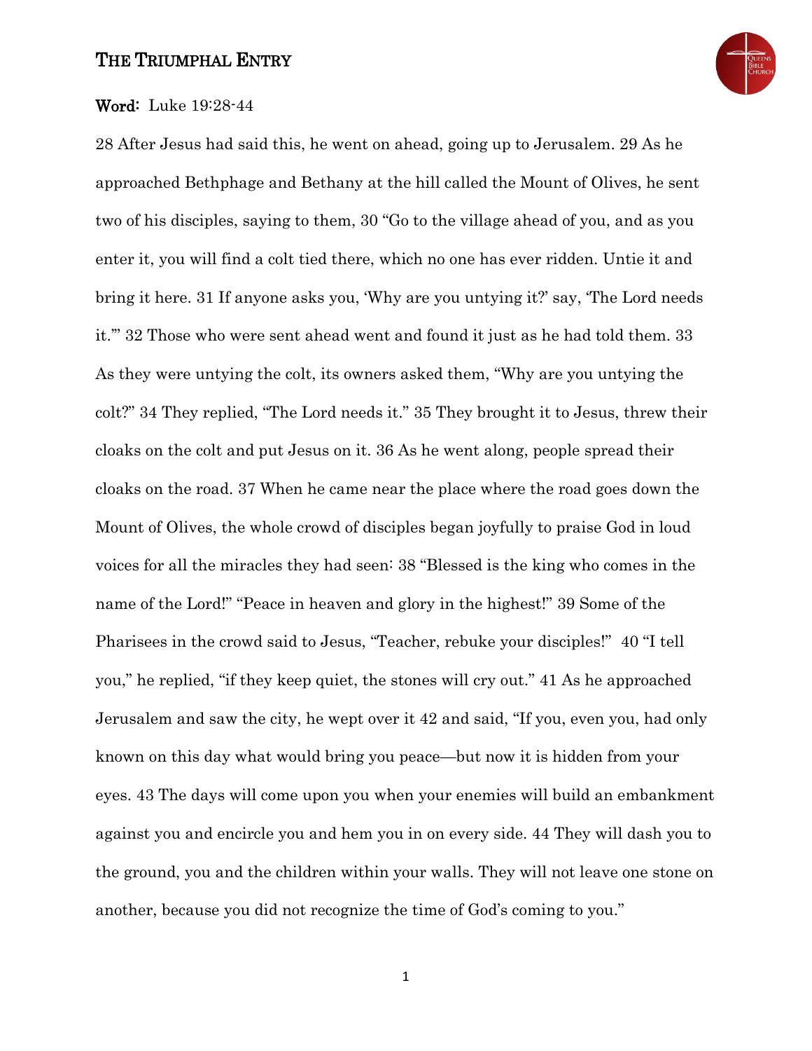# The Triumphal Entry

**Word:** Luke 19:28-44

28 After Jesus had said this, he went on ahead, going up to Jerusalem. 29 As he approached Bethphage and Bethany at the hill called the Mount of Olives, he sent two of his disciples, saying to them, 30 "Go to the village ahead of you, and as you enter it, you will find a colt tied there, which no one has ever ridden. Untie it and bring it here. 31 If anyone asks you, 'Why are you untying it?' say, 'The Lord needs it.'" 32 Those who were sent ahead went and found it just as he had told them. 33 As they were untying the colt, its owners asked them, "Why are you untying the colt?" 34 They replied, "The Lord needs it." 35 They brought it to Jesus, threw their cloaks on the colt and put Jesus on it. 36 As he went along, people spread their cloaks on the road. 37 When he came near the place where the road goes down the Mount of Olives, the whole crowd of disciples began joyfully to praise God in loud voices for all the miracles they had seen: 38 "Blessed is the king who comes in the name of the Lord!" "Peace in heaven and glory in the highest!" 39 Some of the Pharisees in the crowd said to Jesus, "Teacher, rebuke your disciples!" 40 "I tell you," he replied, "if they keep quiet, the stones will cry out." 41 As he approached Jerusalem and saw the city, he wept over it 42 and said, "If you, even you, had only known on this day what would bring you peace—but now it is hidden from your eyes. 43 The days will come upon you when your enemies will build an embankment against you and encircle you and hem you in on every side. 44 They will dash you to the ground, you and the children within your walls. They will not leave one stone on another, because you did not recognize the time of God's coming to you."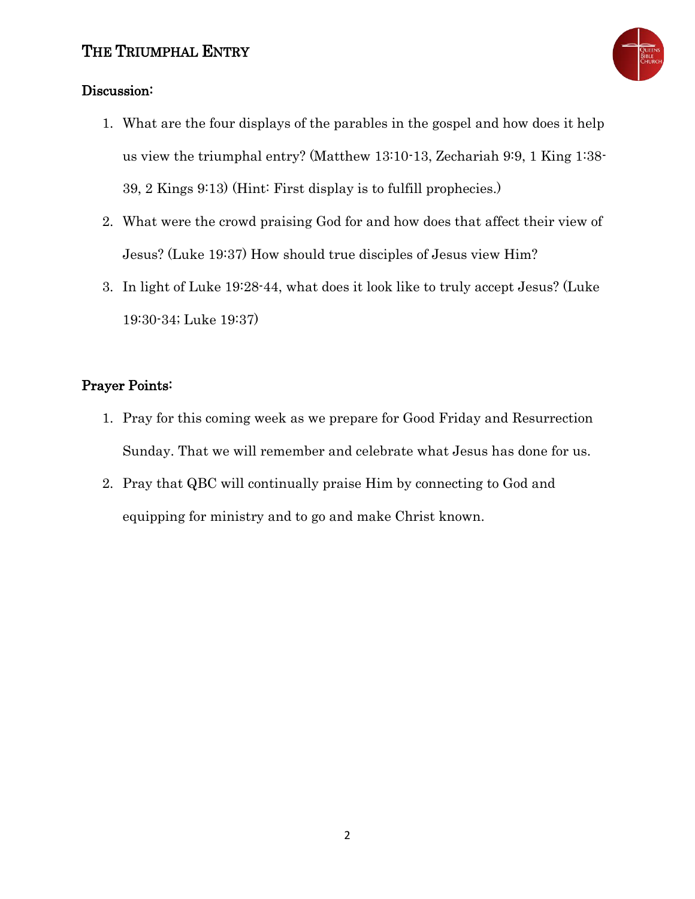# The Triumphal Entry

## Discussion:

1. What are the four displays of the parables in the gospel and how does it help us view the triumphal entry? (Matthew 13:10-13, Zechariah 9:9, 1 King 1:38-39, 2 Kings 9:13) (Hint: First display is to fulfill prophecies.)
2. What were the crowd praising God for and how does that affect their view of Jesus? (Luke 19:37) How should true disciples of Jesus view Him?
3. In light of Luke 19:28-44, what does it look like to truly accept Jesus? (Luke 19:30-34; Luke 19:37)

## Prayer Points:

1. Pray for this coming week as we prepare for Good Friday and Resurrection Sunday. That we will remember and celebrate what Jesus has done for us.
2. Pray that QBC will continually praise Him by connecting to God and equipping for ministry and to go and make Christ known.